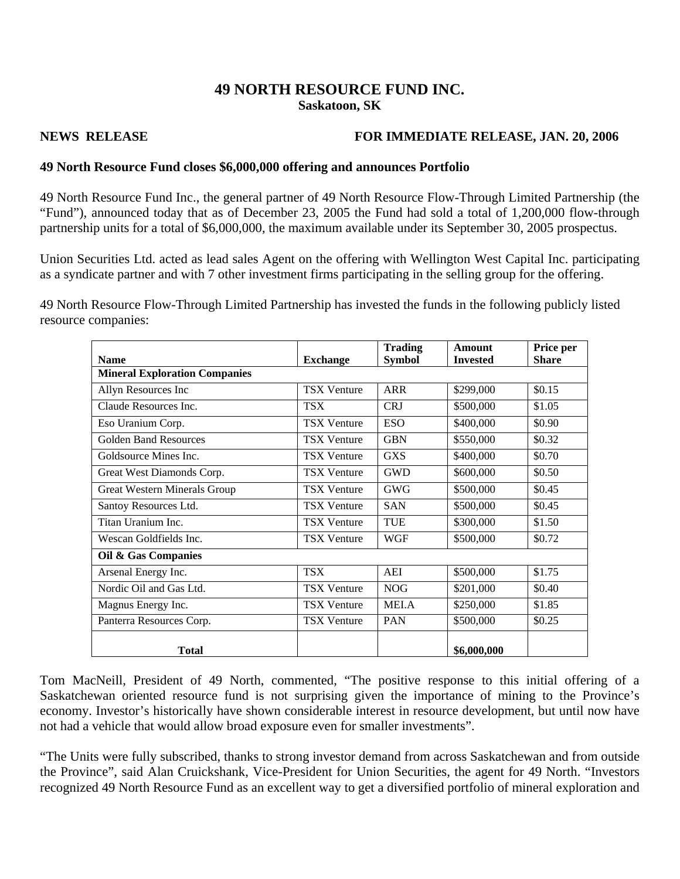# 49 NORTH RESOURCE FUND INC.

**Saskatoon, SK**

**NEWS RELEASE** **FOR IMMEDIATE RELEASE, JAN. 20, 2006**

**49 North Resource Fund closes $6,000,000 offering and announces Portfolio**

49 North Resource Fund Inc., the general partner of 49 North Resource Flow-Through Limited Partnership (the "Fund"), announced today that as of December 23, 2005 the Fund had sold a total of 1,200,000 flow-through partnership units for a total of $6,000,000, the maximum available under its September 30, 2005 prospectus.

Union Securities Ltd. acted as lead sales Agent on the offering with Wellington West Capital Inc. participating as a syndicate partner and with 7 other investment firms participating in the selling group for the offering.

49 North Resource Flow-Through Limited Partnership has invested the funds in the following publicly listed resource companies:

| Name | Exchange | Trading Symbol | Amount Invested | Price per Share |
|---|---|---|---|---|
| **Mineral Exploration Companies** | | | | |
| Allyn Resources Inc | TSX Venture | ARR | $299,000 | $0.15 |
| Claude Resources Inc. | TSX | CRJ | $500,000 | $1.05 |
| Eso Uranium Corp. | TSX Venture | ESO | $400,000 | $0.90 |
| Golden Band Resources | TSX Venture | GBN | $550,000 | $0.32 |
| Goldsource Mines Inc. | TSX Venture | GXS | $400,000 | $0.70 |
| Great West Diamonds Corp. | TSX Venture | GWD | $600,000 | $0.50 |
| Great Western Minerals Group | TSX Venture | GWG | $500,000 | $0.45 |
| Santoy Resources Ltd. | TSX Venture | SAN | $500,000 | $0.45 |
| Titan Uranium Inc. | TSX Venture | TUE | $300,000 | $1.50 |
| Wescan Goldfields Inc. | TSX Venture | WGF | $500,000 | $0.72 |
| **Oil & Gas Companies** | | | | |
| Arsenal Energy Inc. | TSX | AEI | $500,000 | $1.75 |
| Nordic Oil and Gas Ltd. | TSX Venture | NOG | $201,000 | $0.40 |
| Magnus Energy Inc. | TSX Venture | MEI.A | $250,000 | $1.85 |
| Panterra Resources Corp. | TSX Venture | PAN | $500,000 | $0.25 |
| **Total** | | | **$6,000,000** | |

Tom MacNeill, President of 49 North, commented, "The positive response to this initial offering of a Saskatchewan oriented resource fund is not surprising given the importance of mining to the Province's economy. Investor's historically have shown considerable interest in resource development, but until now have not had a vehicle that would allow broad exposure even for smaller investments".

"The Units were fully subscribed, thanks to strong investor demand from across Saskatchewan and from outside the Province", said Alan Cruickshank, Vice-President for Union Securities, the agent for 49 North. "Investors recognized 49 North Resource Fund as an excellent way to get a diversified portfolio of mineral exploration and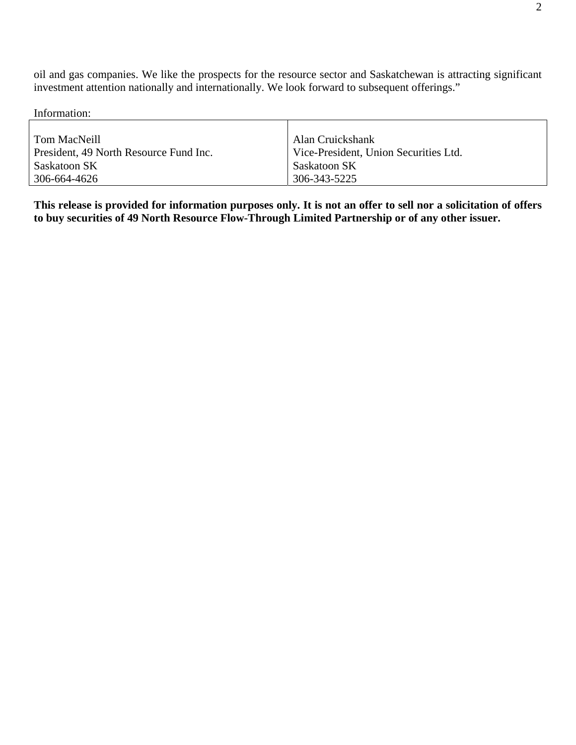oil and gas companies. We like the prospects for the resource sector and Saskatchewan is attracting significant investment attention nationally and internationally. We look forward to subsequent offerings."

Information:

| | |
|---|---|
| Tom MacNeill<br>President, 49 North Resource Fund Inc.<br>Saskatoon SK<br>306-664-4626 | Alan Cruickshank<br>Vice-President, Union Securities Ltd.<br>Saskatoon SK<br>306-343-5225 |

**This release is provided for information purposes only. It is not an offer to sell nor a solicitation of offers to buy securities of 49 North Resource Flow-Through Limited Partnership or of any other issuer.**